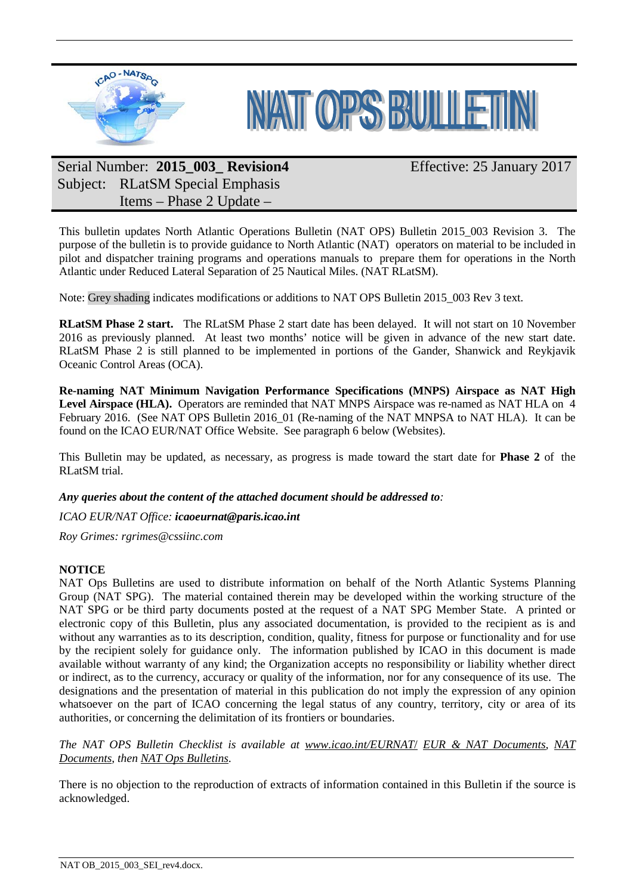# NAT OPS BULLETIN

| Serial Number: **2015_003_ Revision4** | Effective: 25 January 2017 |
| --- | --- |
| Subject: RLatSM Special Emphasis Items – Phase 2 Update – | |

This bulletin updates North Atlantic Operations Bulletin (NAT OPS) Bulletin 2015_003 Revision 3. The purpose of the bulletin is to provide guidance to North Atlantic (NAT) operators on material to be included in pilot and dispatcher training programs and operations manuals to prepare them for operations in the North Atlantic under Reduced Lateral Separation of 25 Nautical Miles. (NAT RLatSM).

Note: Grey shading indicates modifications or additions to NAT OPS Bulletin 2015_003 Rev 3 text.

**RLatSM Phase 2 start.** The RLatSM Phase 2 start date has been delayed. It will not start on 10 November 2016 as previously planned. At least two months' notice will be given in advance of the new start date. RLatSM Phase 2 is still planned to be implemented in portions of the Gander, Shanwick and Reykjavik Oceanic Control Areas (OCA).

**Re-naming NAT Minimum Navigation Performance Specifications (MNPS) Airspace as NAT High Level Airspace (HLA).** Operators are reminded that NAT MNPS Airspace was re-named as NAT HLA on 4 February 2016. (See NAT OPS Bulletin 2016_01 (Re-naming of the NAT MNPSA to NAT HLA). It can be found on the ICAO EUR/NAT Office Website. See paragraph 6 below (Websites).

This Bulletin may be updated, as necessary, as progress is made toward the start date for **Phase 2** of the RLatSM trial.

***Any queries about the content of the attached document should be addressed to:***

*ICAO EUR/NAT Office:* ***icaoeurnat@paris.icao.int***

*Roy Grimes: rgrimes@cssiinc.com*

**NOTICE**

NAT Ops Bulletins are used to distribute information on behalf of the North Atlantic Systems Planning Group (NAT SPG). The material contained therein may be developed within the working structure of the NAT SPG or be third party documents posted at the request of a NAT SPG Member State. A printed or electronic copy of this Bulletin, plus any associated documentation, is provided to the recipient as is and without any warranties as to its description, condition, quality, fitness for purpose or functionality and for use by the recipient solely for guidance only. The information published by ICAO in this document is made available without warranty of any kind; the Organization accepts no responsibility or liability whether direct or indirect, as to the currency, accuracy or quality of the information, nor for any consequence of its use. The designations and the presentation of material in this publication do not imply the expression of any opinion whatsoever on the part of ICAO concerning the legal status of any country, territory, city or area of its authorities, or concerning the delimitation of its frontiers or boundaries.

*The NAT OPS Bulletin Checklist is available at www.icao.int/EURNAT/ EUR & NAT Documents, NAT Documents, then NAT Ops Bulletins.*

There is no objection to the reproduction of extracts of information contained in this Bulletin if the source is acknowledged.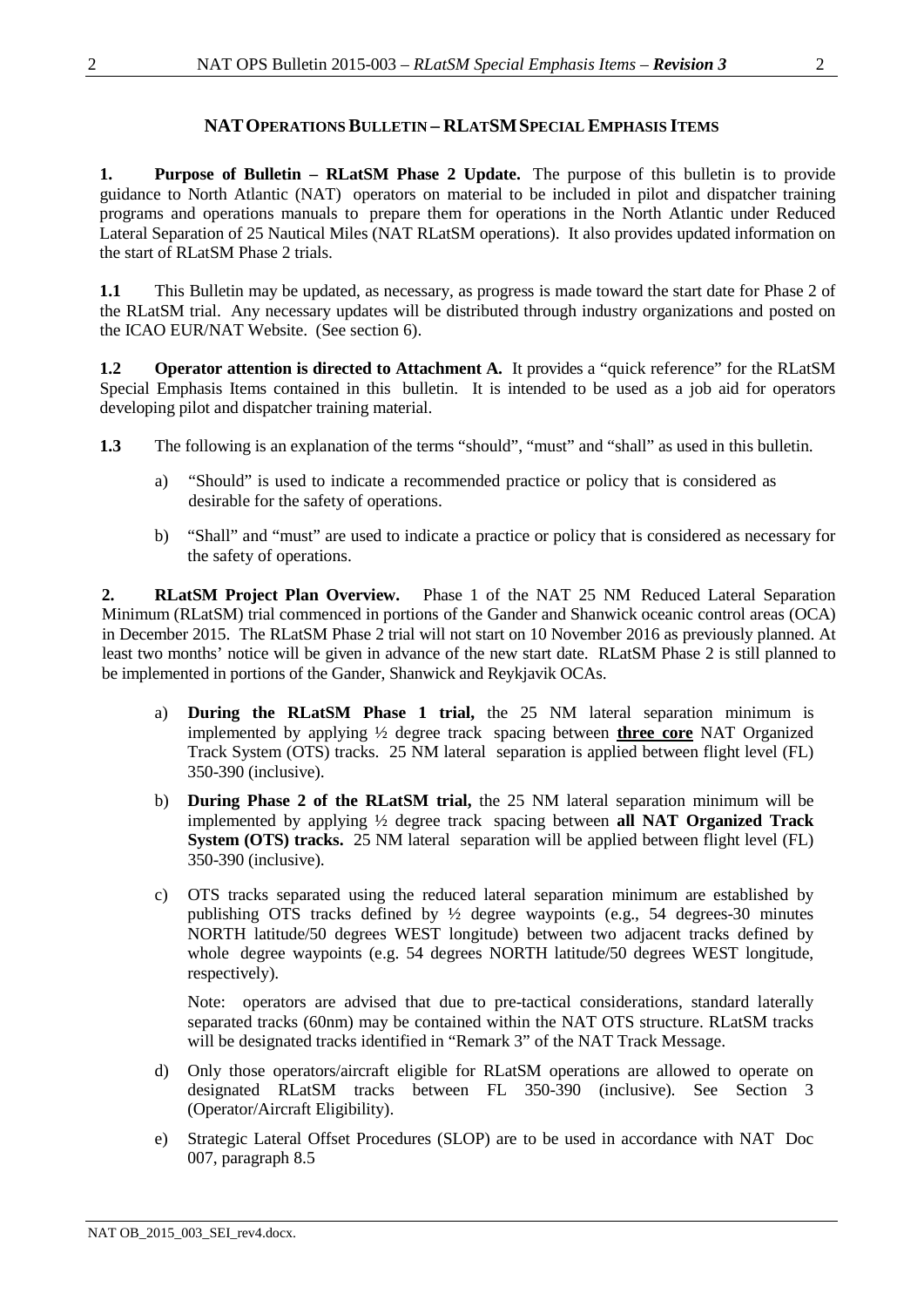## NAT Operations Bulletin – RLatSM Special Emphasis Items

**1. Purpose of Bulletin – RLatSM Phase 2 Update.** The purpose of this bulletin is to provide guidance to North Atlantic (NAT) operators on material to be included in pilot and dispatcher training programs and operations manuals to prepare them for operations in the North Atlantic under Reduced Lateral Separation of 25 Nautical Miles (NAT RLatSM operations). It also provides updated information on the start of RLatSM Phase 2 trials.

**1.1** This Bulletin may be updated, as necessary, as progress is made toward the start date for Phase 2 of the RLatSM trial. Any necessary updates will be distributed through industry organizations and posted on the ICAO EUR/NAT Website. (See section 6).

**1.2 Operator attention is directed to Attachment A.** It provides a "quick reference" for the RLatSM Special Emphasis Items contained in this bulletin. It is intended to be used as a job aid for operators developing pilot and dispatcher training material.

**1.3** The following is an explanation of the terms "should", "must" and "shall" as used in this bulletin.

a) "Should" is used to indicate a recommended practice or policy that is considered as desirable for the safety of operations.

b) "Shall" and "must" are used to indicate a practice or policy that is considered as necessary for the safety of operations.

**2. RLatSM Project Plan Overview.** Phase 1 of the NAT 25 NM Reduced Lateral Separation Minimum (RLatSM) trial commenced in portions of the Gander and Shanwick oceanic control areas (OCA) in December 2015. The RLatSM Phase 2 trial will not start on 10 November 2016 as previously planned. At least two months' notice will be given in advance of the new start date. RLatSM Phase 2 is still planned to be implemented in portions of the Gander, Shanwick and Reykjavik OCAs.

a) **During the RLatSM Phase 1 trial,** the 25 NM lateral separation minimum is implemented by applying ½ degree track spacing between **<u>three core</u>** NAT Organized Track System (OTS) tracks. 25 NM lateral separation is applied between flight level (FL) 350-390 (inclusive).

b) **During Phase 2 of the RLatSM trial,** the 25 NM lateral separation minimum will be implemented by applying ½ degree track spacing between **all NAT Organized Track System (OTS) tracks.** 25 NM lateral separation will be applied between flight level (FL) 350-390 (inclusive).

c) OTS tracks separated using the reduced lateral separation minimum are established by publishing OTS tracks defined by ½ degree waypoints (e.g., 54 degrees-30 minutes NORTH latitude/50 degrees WEST longitude) between two adjacent tracks defined by whole degree waypoints (e.g. 54 degrees NORTH latitude/50 degrees WEST longitude, respectively).

   Note: operators are advised that due to pre-tactical considerations, standard laterally separated tracks (60nm) may be contained within the NAT OTS structure. RLatSM tracks will be designated tracks identified in "Remark 3" of the NAT Track Message.

d) Only those operators/aircraft eligible for RLatSM operations are allowed to operate on designated RLatSM tracks between FL 350-390 (inclusive). See Section 3 (Operator/Aircraft Eligibility).

e) Strategic Lateral Offset Procedures (SLOP) are to be used in accordance with NAT Doc 007, paragraph 8.5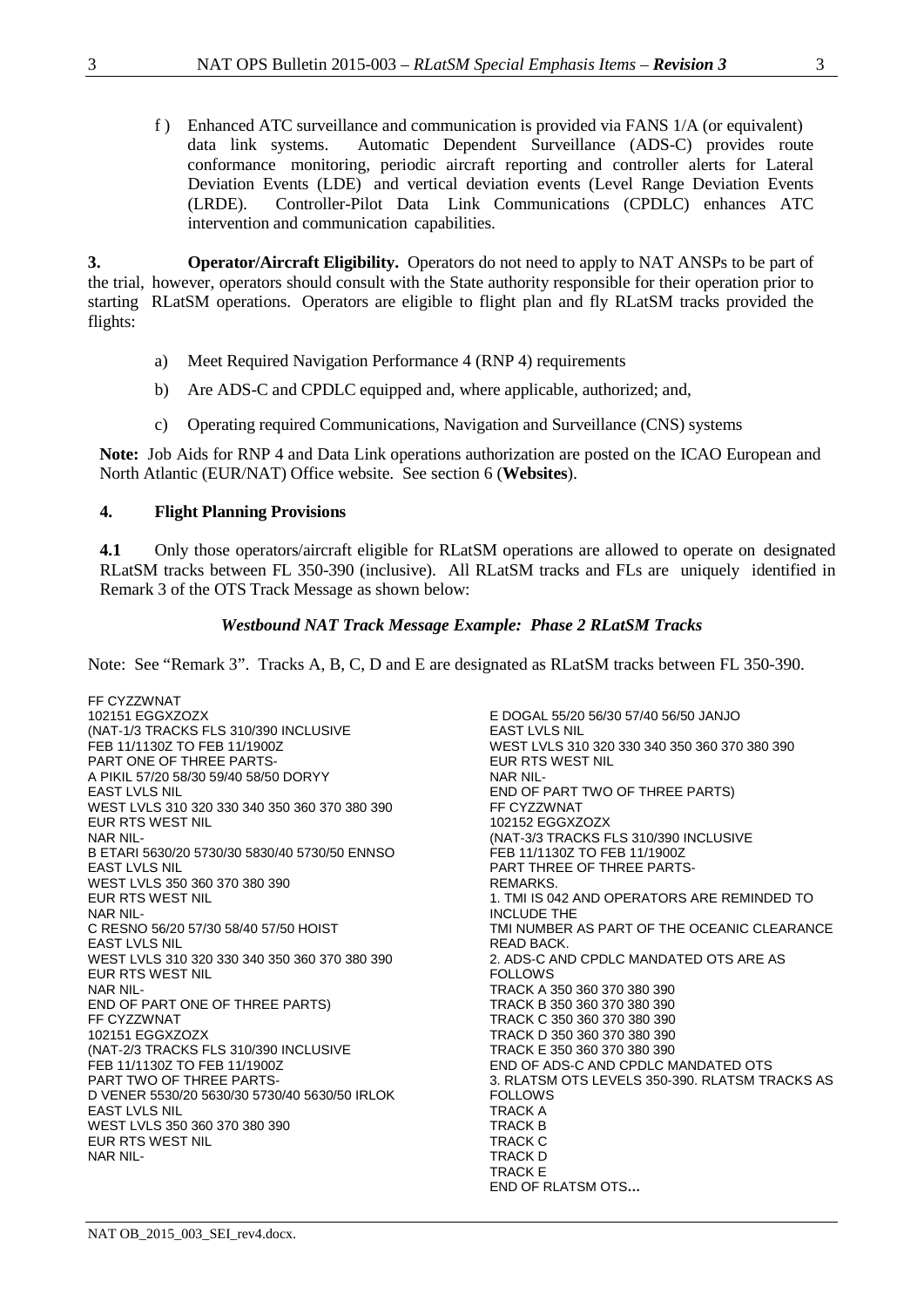f ) Enhanced ATC surveillance and communication is provided via FANS 1/A (or equivalent) data link systems. Automatic Dependent Surveillance (ADS-C) provides route conformance monitoring, periodic aircraft reporting and controller alerts for Lateral Deviation Events (LDE) and vertical deviation events (Level Range Deviation Events (LRDE). Controller-Pilot Data Link Communications (CPDLC) enhances ATC intervention and communication capabilities.

**3. Operator/Aircraft Eligibility.** Operators do not need to apply to NAT ANSPs to be part of the trial, however, operators should consult with the State authority responsible for their operation prior to starting RLatSM operations. Operators are eligible to flight plan and fly RLatSM tracks provided the flights:

a) Meet Required Navigation Performance 4 (RNP 4) requirements

b) Are ADS-C and CPDLC equipped and, where applicable, authorized; and,

c) Operating required Communications, Navigation and Surveillance (CNS) systems

**Note:** Job Aids for RNP 4 and Data Link operations authorization are posted on the ICAO European and North Atlantic (EUR/NAT) Office website. See section 6 (**Websites**).

## 4. Flight Planning Provisions

**4.1** Only those operators/aircraft eligible for RLatSM operations are allowed to operate on designated RLatSM tracks between FL 350-390 (inclusive). All RLatSM tracks and FLs are uniquely identified in Remark 3 of the OTS Track Message as shown below:

***Westbound NAT Track Message Example: Phase 2 RLatSM Tracks***

Note: See "Remark 3". Tracks A, B, C, D and E are designated as RLatSM tracks between FL 350-390.

```
FF CYZZWNAT
102151 EGGXZOZX
(NAT-1/3 TRACKS FLS 310/390 INCLUSIVE
FEB 11/1130Z TO FEB 11/1900Z
PART ONE OF THREE PARTS-
A PIKIL 57/20 58/30 59/40 58/50 DORYY
EAST LVLS NIL
WEST LVLS 310 320 330 340 350 360 370 380 390
EUR RTS WEST NIL
NAR NIL-
B ETARI 5630/20 5730/30 5830/40 5730/50 ENNSO
EAST LVLS NIL
WEST LVLS 350 360 370 380 390
EUR RTS WEST NIL
NAR NIL-
C RESNO 56/20 57/30 58/40 57/50 HOIST
EAST LVLS NIL
WEST LVLS 310 320 330 340 350 360 370 380 390
EUR RTS WEST NIL
NAR NIL-
END OF PART ONE OF THREE PARTS)
FF CYZZWNAT
102151 EGGXZOZX
(NAT-2/3 TRACKS FLS 310/390 INCLUSIVE
FEB 11/1130Z TO FEB 11/1900Z
PART TWO OF THREE PARTS-
D VENER 5530/20 5630/30 5730/40 5630/50 IRLOK
EAST LVLS NIL
WEST LVLS 350 360 370 380 390
EUR RTS WEST NIL
NAR NIL-
E DOGAL 55/20 56/30 57/40 56/50 JANJO
EAST LVLS NIL
WEST LVLS 310 320 330 340 350 360 370 380 390
EUR RTS WEST NIL
NAR NIL-
END OF PART TWO OF THREE PARTS)
FF CYZZWNAT
102152 EGGXZOZX
(NAT-3/3 TRACKS FLS 310/390 INCLUSIVE
FEB 11/1130Z TO FEB 11/1900Z
PART THREE OF THREE PARTS-
REMARKS.
1. TMI IS 042 AND OPERATORS ARE REMINDED TO
INCLUDE THE
TMI NUMBER AS PART OF THE OCEANIC CLEARANCE
READ BACK.
2. ADS-C AND CPDLC MANDATED OTS ARE AS
FOLLOWS
TRACK A 350 360 370 380 390
TRACK B 350 360 370 380 390
TRACK C 350 360 370 380 390
TRACK D 350 360 370 380 390
TRACK E 350 360 370 380 390
END OF ADS-C AND CPDLC MANDATED OTS
3. RLATSM OTS LEVELS 350-390. RLATSM TRACKS AS
FOLLOWS
TRACK A
TRACK B
TRACK C
TRACK D
TRACK E
END OF RLATSM OTS...
```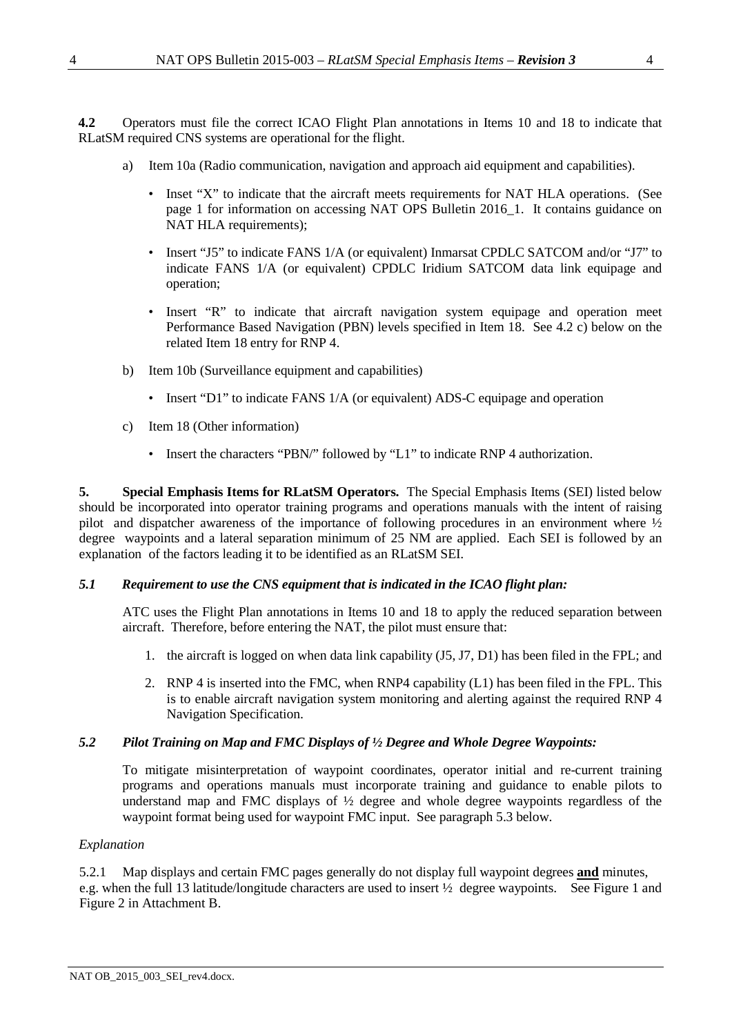**4.2** Operators must file the correct ICAO Flight Plan annotations in Items 10 and 18 to indicate that RLatSM required CNS systems are operational for the flight.

a) Item 10a (Radio communication, navigation and approach aid equipment and capabilities).

- Inset "X" to indicate that the aircraft meets requirements for NAT HLA operations. (See page 1 for information on accessing NAT OPS Bulletin 2016_1. It contains guidance on NAT HLA requirements);
- Insert "J5" to indicate FANS 1/A (or equivalent) Inmarsat CPDLC SATCOM and/or "J7" to indicate FANS 1/A (or equivalent) CPDLC Iridium SATCOM data link equipage and operation;
- Insert "R" to indicate that aircraft navigation system equipage and operation meet Performance Based Navigation (PBN) levels specified in Item 18. See 4.2 c) below on the related Item 18 entry for RNP 4.

b) Item 10b (Surveillance equipment and capabilities)

- Insert "D1" to indicate FANS 1/A (or equivalent) ADS-C equipage and operation

c) Item 18 (Other information)

- Insert the characters "PBN/" followed by "L1" to indicate RNP 4 authorization.

**5. Special Emphasis Items for RLatSM Operators.** The Special Emphasis Items (SEI) listed below should be incorporated into operator training programs and operations manuals with the intent of raising pilot and dispatcher awareness of the importance of following procedures in an environment where ½ degree waypoints and a lateral separation minimum of 25 NM are applied. Each SEI is followed by an explanation of the factors leading it to be identified as an RLatSM SEI.

### *5.1 Requirement to use the CNS equipment that is indicated in the ICAO flight plan:*

ATC uses the Flight Plan annotations in Items 10 and 18 to apply the reduced separation between aircraft. Therefore, before entering the NAT, the pilot must ensure that:

1. the aircraft is logged on when data link capability (J5, J7, D1) has been filed in the FPL; and
2. RNP 4 is inserted into the FMC, when RNP4 capability (L1) has been filed in the FPL. This is to enable aircraft navigation system monitoring and alerting against the required RNP 4 Navigation Specification.

### *5.2 Pilot Training on Map and FMC Displays of ½ Degree and Whole Degree Waypoints:*

To mitigate misinterpretation of waypoint coordinates, operator initial and re-current training programs and operations manuals must incorporate training and guidance to enable pilots to understand map and FMC displays of ½ degree and whole degree waypoints regardless of the waypoint format being used for waypoint FMC input. See paragraph 5.3 below.

*Explanation*

5.2.1 Map displays and certain FMC pages generally do not display full waypoint degrees **and** minutes, e.g. when the full 13 latitude/longitude characters are used to insert ½ degree waypoints. See Figure 1 and Figure 2 in Attachment B.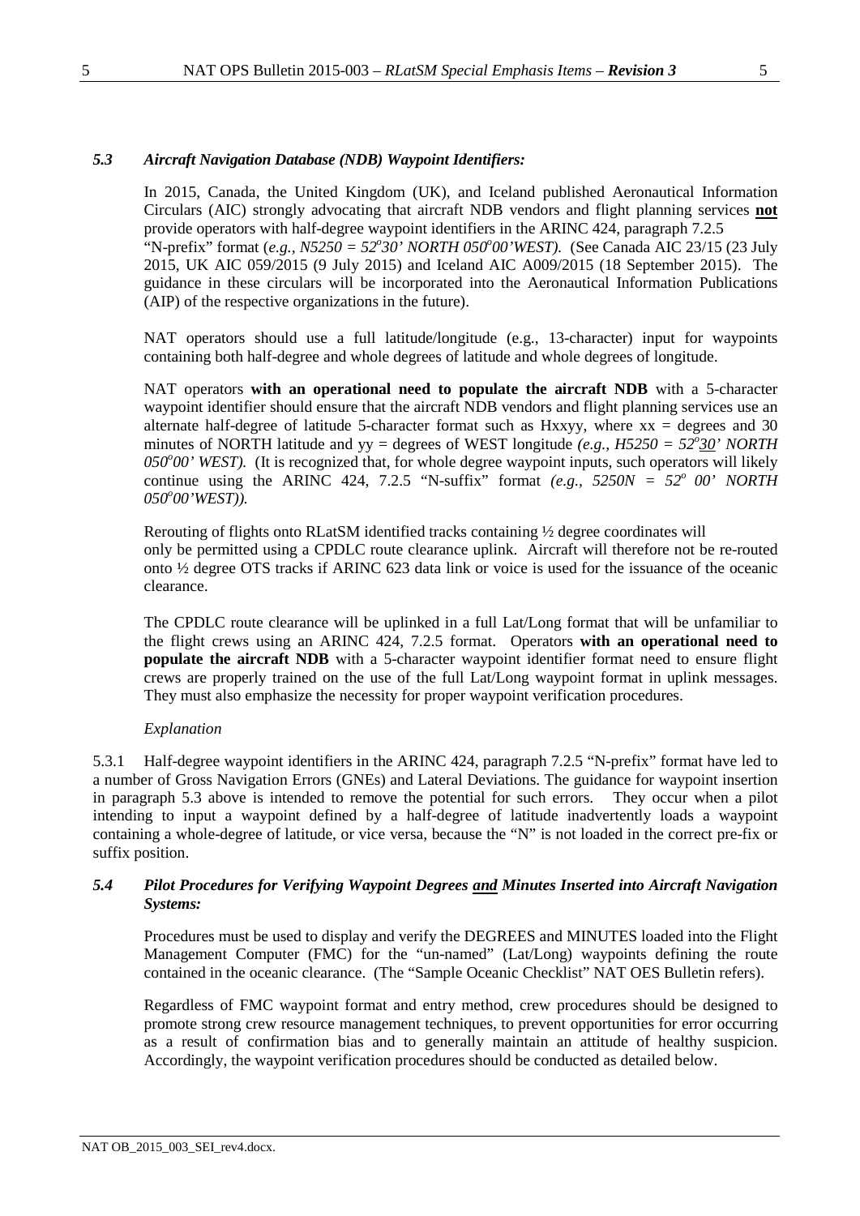### *5.3 Aircraft Navigation Database (NDB) Waypoint Identifiers:*

In 2015, Canada, the United Kingdom (UK), and Iceland published Aeronautical Information Circulars (AIC) strongly advocating that aircraft NDB vendors and flight planning services **not** provide operators with half-degree waypoint identifiers in the ARINC 424, paragraph 7.2.5 "N-prefix" format (*e.g., N5250 = 52°30' NORTH 050°00'WEST).* (See Canada AIC 23/15 (23 July 2015, UK AIC 059/2015 (9 July 2015) and Iceland AIC A009/2015 (18 September 2015). The guidance in these circulars will be incorporated into the Aeronautical Information Publications (AIP) of the respective organizations in the future).

NAT operators should use a full latitude/longitude (e.g., 13-character) input for waypoints containing both half-degree and whole degrees of latitude and whole degrees of longitude.

NAT operators **with an operational need to populate the aircraft NDB** with a 5-character waypoint identifier should ensure that the aircraft NDB vendors and flight planning services use an alternate half-degree of latitude 5-character format such as Hxxyy, where xx = degrees and 30 minutes of NORTH latitude and yy = degrees of WEST longitude *(e.g., H5250 = 52°30' NORTH 050°00' WEST).* (It is recognized that, for whole degree waypoint inputs, such operators will likely continue using the ARINC 424, 7.2.5 "N-suffix" format *(e.g., 5250N = 52° 00' NORTH 050°00'WEST)).*

Rerouting of flights onto RLatSM identified tracks containing ½ degree coordinates will only be permitted using a CPDLC route clearance uplink. Aircraft will therefore not be re-routed onto ½ degree OTS tracks if ARINC 623 data link or voice is used for the issuance of the oceanic clearance.

The CPDLC route clearance will be uplinked in a full Lat/Long format that will be unfamiliar to the flight crews using an ARINC 424, 7.2.5 format. Operators **with an operational need to populate the aircraft NDB** with a 5-character waypoint identifier format need to ensure flight crews are properly trained on the use of the full Lat/Long waypoint format in uplink messages. They must also emphasize the necessity for proper waypoint verification procedures.

*Explanation*

5.3.1 Half-degree waypoint identifiers in the ARINC 424, paragraph 7.2.5 "N-prefix" format have led to a number of Gross Navigation Errors (GNEs) and Lateral Deviations. The guidance for waypoint insertion in paragraph 5.3 above is intended to remove the potential for such errors. They occur when a pilot intending to input a waypoint defined by a half-degree of latitude inadvertently loads a waypoint containing a whole-degree of latitude, or vice versa, because the "N" is not loaded in the correct pre-fix or suffix position.

### *5.4 Pilot Procedures for Verifying Waypoint Degrees and Minutes Inserted into Aircraft Navigation Systems:*

Procedures must be used to display and verify the DEGREES and MINUTES loaded into the Flight Management Computer (FMC) for the "un-named" (Lat/Long) waypoints defining the route contained in the oceanic clearance. (The "Sample Oceanic Checklist" NAT OES Bulletin refers).

Regardless of FMC waypoint format and entry method, crew procedures should be designed to promote strong crew resource management techniques, to prevent opportunities for error occurring as a result of confirmation bias and to generally maintain an attitude of healthy suspicion. Accordingly, the waypoint verification procedures should be conducted as detailed below.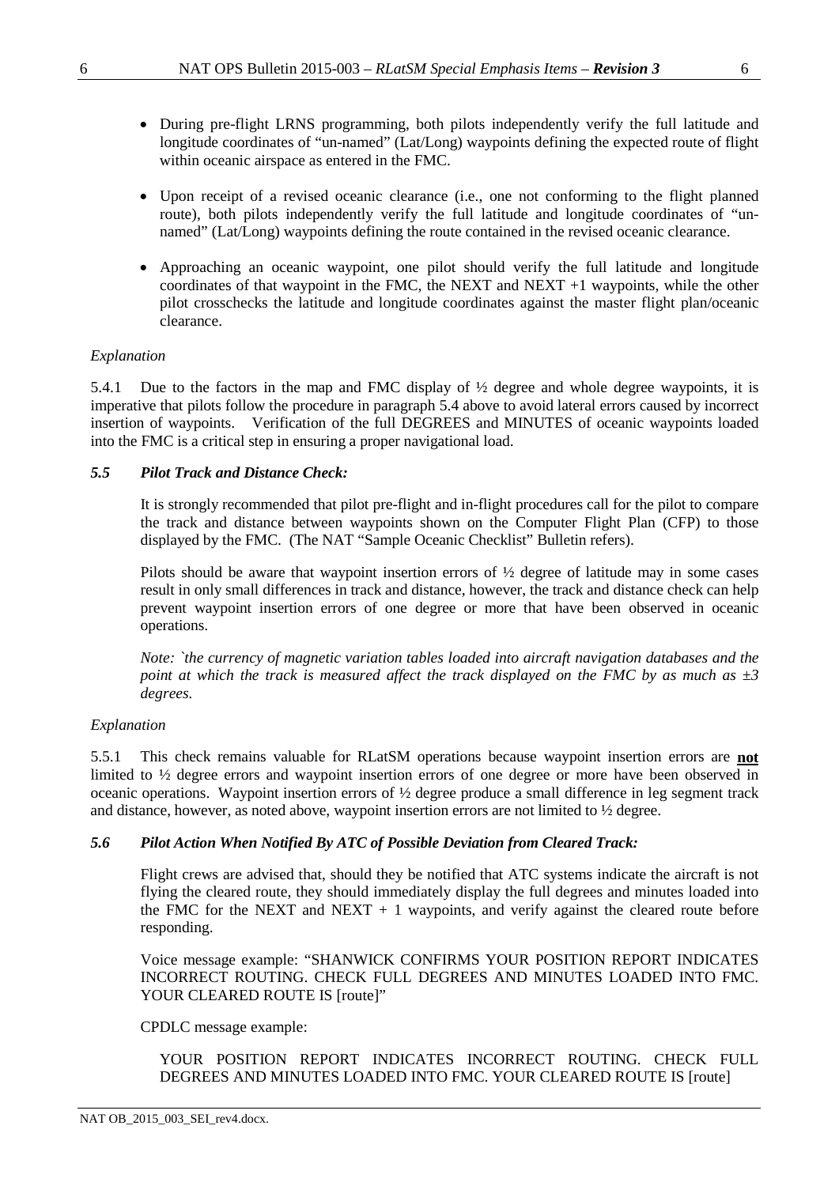- During pre-flight LRNS programming, both pilots independently verify the full latitude and longitude coordinates of "un-named" (Lat/Long) waypoints defining the expected route of flight within oceanic airspace as entered in the FMC.
- Upon receipt of a revised oceanic clearance (i.e., one not conforming to the flight planned route), both pilots independently verify the full latitude and longitude coordinates of "un-named" (Lat/Long) waypoints defining the route contained in the revised oceanic clearance.
- Approaching an oceanic waypoint, one pilot should verify the full latitude and longitude coordinates of that waypoint in the FMC, the NEXT and NEXT +1 waypoints, while the other pilot crosschecks the latitude and longitude coordinates against the master flight plan/oceanic clearance.

*Explanation*

5.4.1 Due to the factors in the map and FMC display of ½ degree and whole degree waypoints, it is imperative that pilots follow the procedure in paragraph 5.4 above to avoid lateral errors caused by incorrect insertion of waypoints. Verification of the full DEGREES and MINUTES of oceanic waypoints loaded into the FMC is a critical step in ensuring a proper navigational load.

### *5.5 Pilot Track and Distance Check:*

It is strongly recommended that pilot pre-flight and in-flight procedures call for the pilot to compare the track and distance between waypoints shown on the Computer Flight Plan (CFP) to those displayed by the FMC. (The NAT "Sample Oceanic Checklist" Bulletin refers).

Pilots should be aware that waypoint insertion errors of ½ degree of latitude may in some cases result in only small differences in track and distance, however, the track and distance check can help prevent waypoint insertion errors of one degree or more that have been observed in oceanic operations.

*Note: `the currency of magnetic variation tables loaded into aircraft navigation databases and the point at which the track is measured affect the track displayed on the FMC by as much as ±3 degrees.*

*Explanation*

5.5.1 This check remains valuable for RLatSM operations because waypoint insertion errors are **not** limited to ½ degree errors and waypoint insertion errors of one degree or more have been observed in oceanic operations. Waypoint insertion errors of ½ degree produce a small difference in leg segment track and distance, however, as noted above, waypoint insertion errors are not limited to ½ degree.

### *5.6 Pilot Action When Notified By ATC of Possible Deviation from Cleared Track:*

Flight crews are advised that, should they be notified that ATC systems indicate the aircraft is not flying the cleared route, they should immediately display the full degrees and minutes loaded into the FMC for the NEXT and NEXT + 1 waypoints, and verify against the cleared route before responding.

Voice message example: "SHANWICK CONFIRMS YOUR POSITION REPORT INDICATES INCORRECT ROUTING. CHECK FULL DEGREES AND MINUTES LOADED INTO FMC. YOUR CLEARED ROUTE IS [route]"

CPDLC message example:

YOUR POSITION REPORT INDICATES INCORRECT ROUTING. CHECK FULL DEGREES AND MINUTES LOADED INTO FMC. YOUR CLEARED ROUTE IS [route]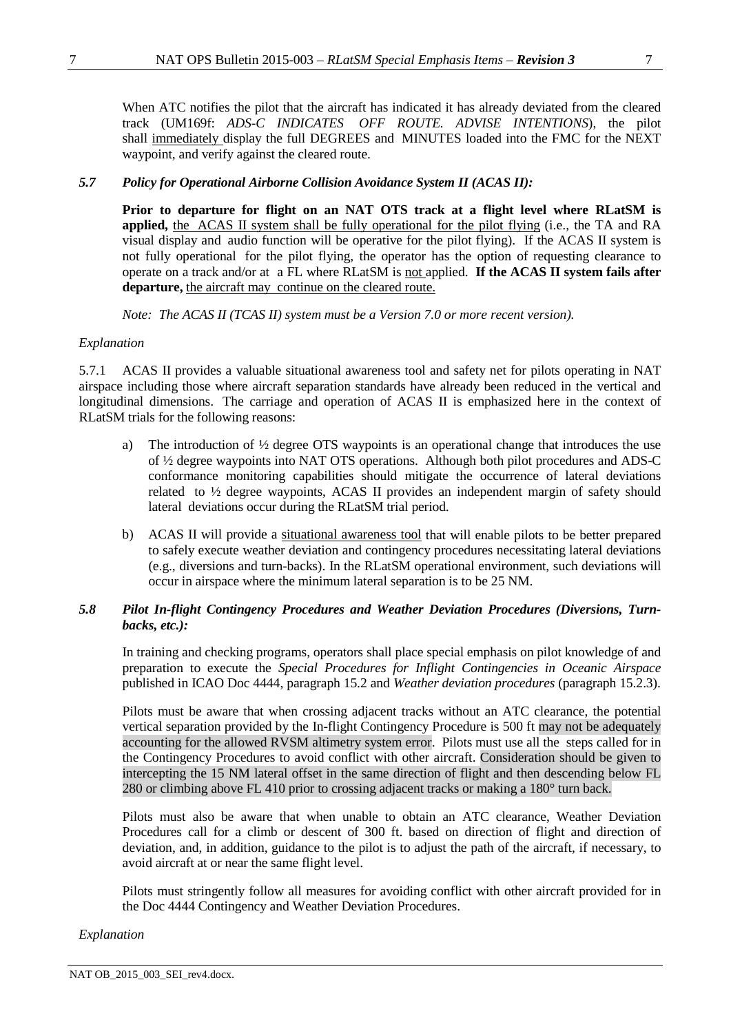When ATC notifies the pilot that the aircraft has indicated it has already deviated from the cleared track (UM169f: *ADS-C INDICATES OFF ROUTE. ADVISE INTENTIONS*), the pilot shall immediately display the full DEGREES and MINUTES loaded into the FMC for the NEXT waypoint, and verify against the cleared route.

### *5.7 Policy for Operational Airborne Collision Avoidance System II (ACAS II):*

**Prior to departure for flight on an NAT OTS track at a flight level where RLatSM is applied,** the ACAS II system shall be fully operational for the pilot flying (i.e., the TA and RA visual display and audio function will be operative for the pilot flying). If the ACAS II system is not fully operational for the pilot flying, the operator has the option of requesting clearance to operate on a track and/or at a FL where RLatSM is not applied. **If the ACAS II system fails after departure,** the aircraft may continue on the cleared route.

*Note: The ACAS II (TCAS II) system must be a Version 7.0 or more recent version).*

*Explanation*

5.7.1 ACAS II provides a valuable situational awareness tool and safety net for pilots operating in NAT airspace including those where aircraft separation standards have already been reduced in the vertical and longitudinal dimensions. The carriage and operation of ACAS II is emphasized here in the context of RLatSM trials for the following reasons:

a) The introduction of ½ degree OTS waypoints is an operational change that introduces the use of ½ degree waypoints into NAT OTS operations. Although both pilot procedures and ADS-C conformance monitoring capabilities should mitigate the occurrence of lateral deviations related to ½ degree waypoints, ACAS II provides an independent margin of safety should lateral deviations occur during the RLatSM trial period.

b) ACAS II will provide a situational awareness tool that will enable pilots to be better prepared to safely execute weather deviation and contingency procedures necessitating lateral deviations (e.g., diversions and turn-backs). In the RLatSM operational environment, such deviations will occur in airspace where the minimum lateral separation is to be 25 NM.

### *5.8 Pilot In-flight Contingency Procedures and Weather Deviation Procedures (Diversions, Turn-backs, etc.):*

In training and checking programs, operators shall place special emphasis on pilot knowledge of and preparation to execute the *Special Procedures for Inflight Contingencies in Oceanic Airspace* published in ICAO Doc 4444, paragraph 15.2 and *Weather deviation procedures* (paragraph 15.2.3).

Pilots must be aware that when crossing adjacent tracks without an ATC clearance, the potential vertical separation provided by the In-flight Contingency Procedure is 500 ft may not be adequately accounting for the allowed RVSM altimetry system error. Pilots must use all the steps called for in the Contingency Procedures to avoid conflict with other aircraft. Consideration should be given to intercepting the 15 NM lateral offset in the same direction of flight and then descending below FL 280 or climbing above FL 410 prior to crossing adjacent tracks or making a 180° turn back.

Pilots must also be aware that when unable to obtain an ATC clearance, Weather Deviation Procedures call for a climb or descent of 300 ft. based on direction of flight and direction of deviation, and, in addition, guidance to the pilot is to adjust the path of the aircraft, if necessary, to avoid aircraft at or near the same flight level.

Pilots must stringently follow all measures for avoiding conflict with other aircraft provided for in the Doc 4444 Contingency and Weather Deviation Procedures.

*Explanation*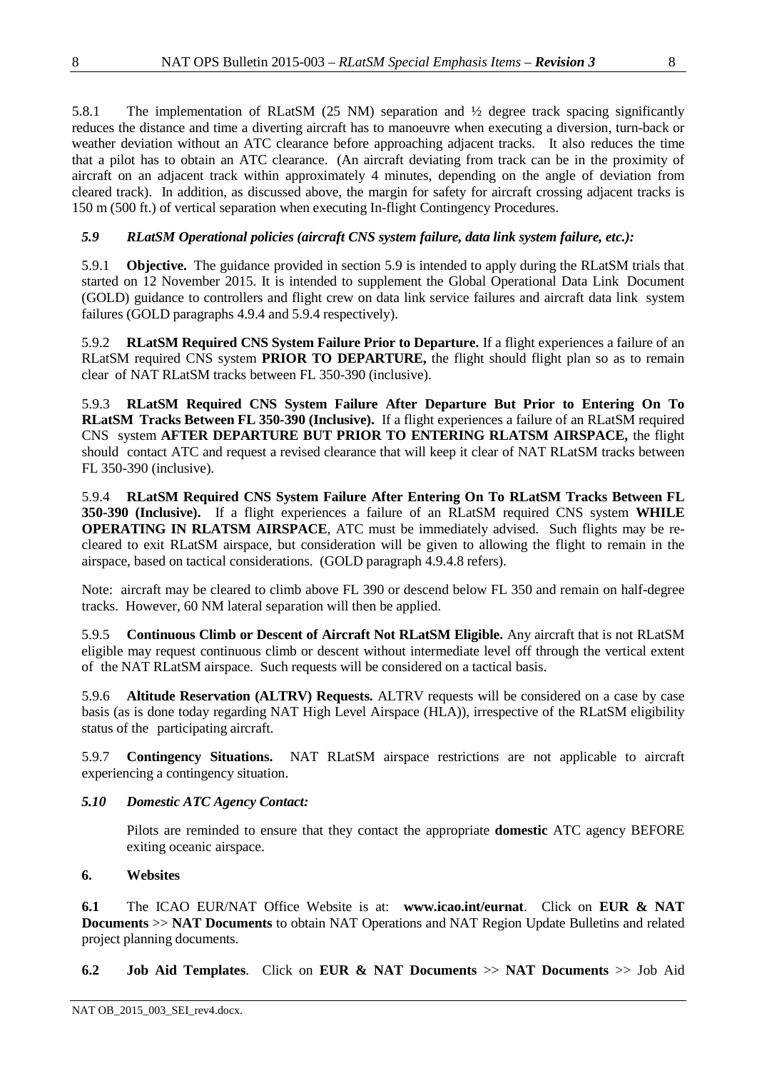5.8.1 The implementation of RLatSM (25 NM) separation and ½ degree track spacing significantly reduces the distance and time a diverting aircraft has to manoeuvre when executing a diversion, turn-back or weather deviation without an ATC clearance before approaching adjacent tracks. It also reduces the time that a pilot has to obtain an ATC clearance. (An aircraft deviating from track can be in the proximity of aircraft on an adjacent track within approximately 4 minutes, depending on the angle of deviation from cleared track). In addition, as discussed above, the margin for safety for aircraft crossing adjacent tracks is 150 m (500 ft.) of vertical separation when executing In-flight Contingency Procedures.

### *5.9 RLatSM Operational policies (aircraft CNS system failure, data link system failure, etc.):*

5.9.1 **Objective.** The guidance provided in section 5.9 is intended to apply during the RLatSM trials that started on 12 November 2015. It is intended to supplement the Global Operational Data Link Document (GOLD) guidance to controllers and flight crew on data link service failures and aircraft data link system failures (GOLD paragraphs 4.9.4 and 5.9.4 respectively).

5.9.2 **RLatSM Required CNS System Failure Prior to Departure.** If a flight experiences a failure of an RLatSM required CNS system **PRIOR TO DEPARTURE,** the flight should flight plan so as to remain clear of NAT RLatSM tracks between FL 350-390 (inclusive).

5.9.3 **RLatSM Required CNS System Failure After Departure But Prior to Entering On To RLatSM Tracks Between FL 350-390 (Inclusive).** If a flight experiences a failure of an RLatSM required CNS system **AFTER DEPARTURE BUT PRIOR TO ENTERING RLATSM AIRSPACE,** the flight should contact ATC and request a revised clearance that will keep it clear of NAT RLatSM tracks between FL 350-390 (inclusive).

5.9.4 **RLatSM Required CNS System Failure After Entering On To RLatSM Tracks Between FL 350-390 (Inclusive).** If a flight experiences a failure of an RLatSM required CNS system **WHILE OPERATING IN RLATSM AIRSPACE**, ATC must be immediately advised. Such flights may be re-cleared to exit RLatSM airspace, but consideration will be given to allowing the flight to remain in the airspace, based on tactical considerations. (GOLD paragraph 4.9.4.8 refers).

Note: aircraft may be cleared to climb above FL 390 or descend below FL 350 and remain on half-degree tracks. However, 60 NM lateral separation will then be applied.

5.9.5 **Continuous Climb or Descent of Aircraft Not RLatSM Eligible.** Any aircraft that is not RLatSM eligible may request continuous climb or descent without intermediate level off through the vertical extent of the NAT RLatSM airspace. Such requests will be considered on a tactical basis.

5.9.6 **Altitude Reservation (ALTRV) Requests.** ALTRV requests will be considered on a case by case basis (as is done today regarding NAT High Level Airspace (HLA)), irrespective of the RLatSM eligibility status of the participating aircraft.

5.9.7 **Contingency Situations.** NAT RLatSM airspace restrictions are not applicable to aircraft experiencing a contingency situation.

### *5.10 Domestic ATC Agency Contact:*

Pilots are reminded to ensure that they contact the appropriate **domestic** ATC agency BEFORE exiting oceanic airspace.

## 6. Websites

**6.1** The ICAO EUR/NAT Office Website is at: **www.icao.int/eurnat**. Click on **EUR & NAT Documents** >> **NAT Documents** to obtain NAT Operations and NAT Region Update Bulletins and related project planning documents.

**6.2 Job Aid Templates**. Click on **EUR & NAT Documents** >> **NAT Documents** >> Job Aid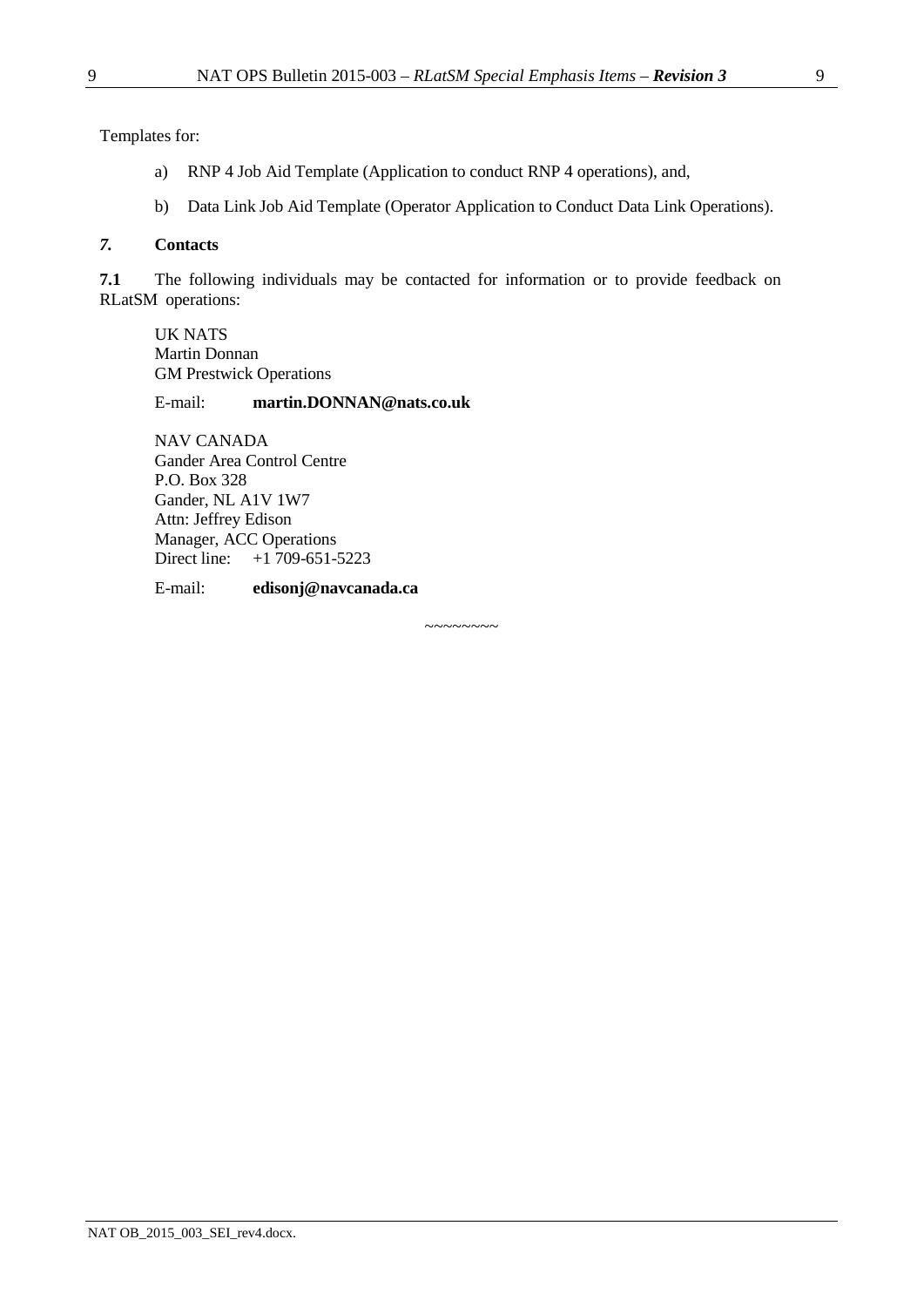Templates for:

a) RNP 4 Job Aid Template (Application to conduct RNP 4 operations), and,

b) Data Link Job Aid Template (Operator Application to Conduct Data Link Operations).

## *7.* Contacts

**7.1** The following individuals may be contacted for information or to provide feedback on RLatSM operations:

UK NATS
Martin Donnan
GM Prestwick Operations

E-mail: **martin.DONNAN@nats.co.uk**

NAV CANADA
Gander Area Control Centre
P.O. Box 328
Gander, NL A1V 1W7
Attn: Jeffrey Edison
Manager, ACC Operations
Direct line: +1 709-651-5223

E-mail: **edisonj@navcanada.ca**

~~~~~~~~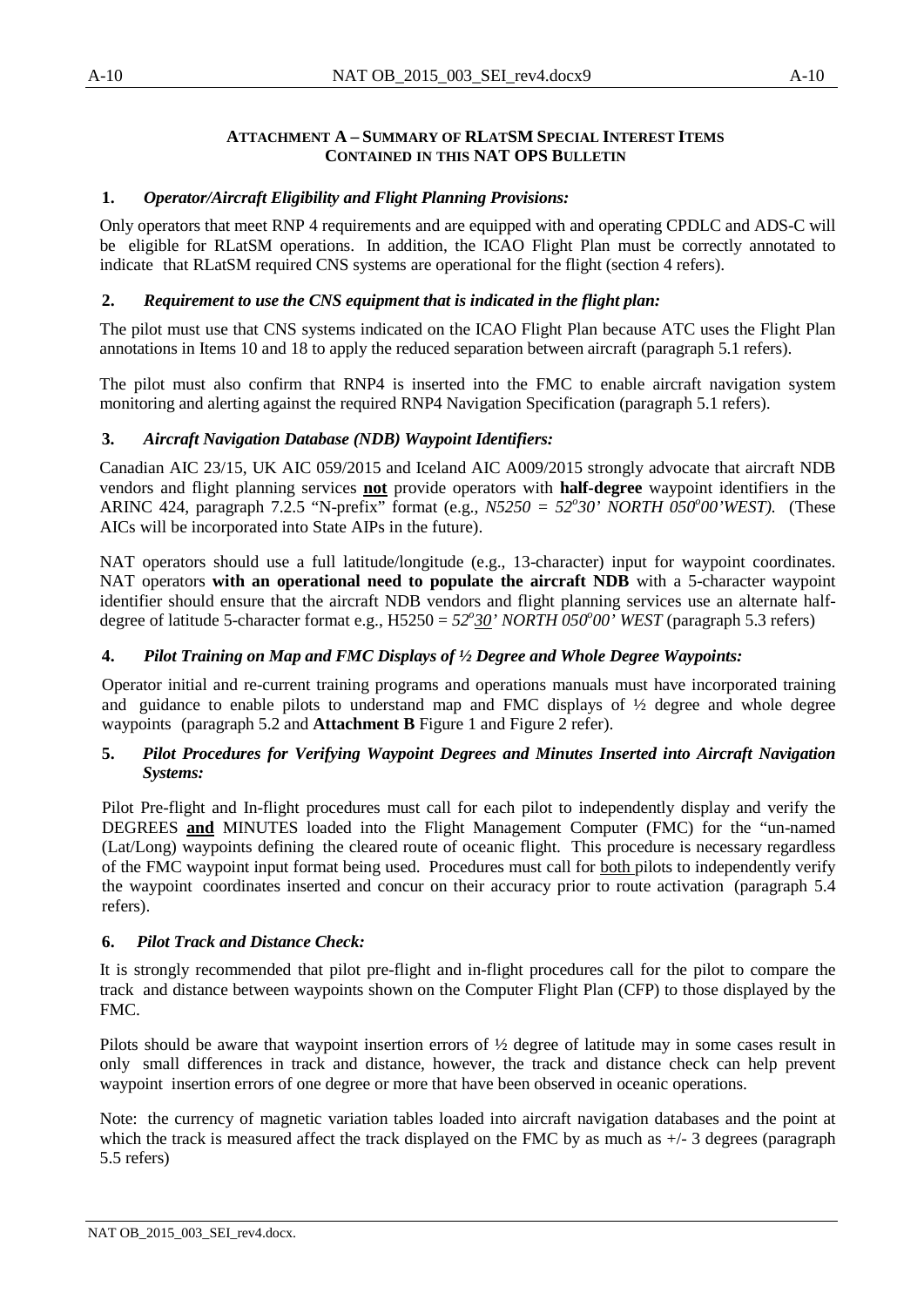**ATTACHMENT A – SUMMARY OF RLATSM SPECIAL INTEREST ITEMS CONTAINED IN THIS NAT OPS BULLETIN**

**1.** ***Operator/Aircraft Eligibility and Flight Planning Provisions:***

Only operators that meet RNP 4 requirements and are equipped with and operating CPDLC and ADS-C will be eligible for RLatSM operations. In addition, the ICAO Flight Plan must be correctly annotated to indicate that RLatSM required CNS systems are operational for the flight (section 4 refers).

**2.** ***Requirement to use the CNS equipment that is indicated in the flight plan:***

The pilot must use that CNS systems indicated on the ICAO Flight Plan because ATC uses the Flight Plan annotations in Items 10 and 18 to apply the reduced separation between aircraft (paragraph 5.1 refers).

The pilot must also confirm that RNP4 is inserted into the FMC to enable aircraft navigation system monitoring and alerting against the required RNP4 Navigation Specification (paragraph 5.1 refers).

**3.** ***Aircraft Navigation Database (NDB) Waypoint Identifiers:***

Canadian AIC 23/15, UK AIC 059/2015 and Iceland AIC A009/2015 strongly advocate that aircraft NDB vendors and flight planning services **not** provide operators with **half-degree** waypoint identifiers in the ARINC 424, paragraph 7.2.5 "N-prefix" format (e.g., *N5250 = 52°30' NORTH 050°00'WEST).* (These AICs will be incorporated into State AIPs in the future).

NAT operators should use a full latitude/longitude (e.g., 13-character) input for waypoint coordinates. NAT operators **with an operational need to populate the aircraft NDB** with a 5-character waypoint identifier should ensure that the aircraft NDB vendors and flight planning services use an alternate half-degree of latitude 5-character format e.g., H5250 = *52°30' NORTH 050°00' WEST* (paragraph 5.3 refers)

**4.** ***Pilot Training on Map and FMC Displays of ½ Degree and Whole Degree Waypoints:***

Operator initial and re-current training programs and operations manuals must have incorporated training and guidance to enable pilots to understand map and FMC displays of ½ degree and whole degree waypoints (paragraph 5.2 and **Attachment B** Figure 1 and Figure 2 refer).

**5.** ***Pilot Procedures for Verifying Waypoint Degrees and Minutes Inserted into Aircraft Navigation Systems:***

Pilot Pre-flight and In-flight procedures must call for each pilot to independently display and verify the DEGREES **and** MINUTES loaded into the Flight Management Computer (FMC) for the "un-named (Lat/Long) waypoints defining the cleared route of oceanic flight. This procedure is necessary regardless of the FMC waypoint input format being used. Procedures must call for both pilots to independently verify the waypoint coordinates inserted and concur on their accuracy prior to route activation (paragraph 5.4 refers).

**6.** ***Pilot Track and Distance Check:***

It is strongly recommended that pilot pre-flight and in-flight procedures call for the pilot to compare the track and distance between waypoints shown on the Computer Flight Plan (CFP) to those displayed by the FMC.

Pilots should be aware that waypoint insertion errors of ½ degree of latitude may in some cases result in only small differences in track and distance, however, the track and distance check can help prevent waypoint insertion errors of one degree or more that have been observed in oceanic operations.

Note: the currency of magnetic variation tables loaded into aircraft navigation databases and the point at which the track is measured affect the track displayed on the FMC by as much as +/- 3 degrees (paragraph 5.5 refers)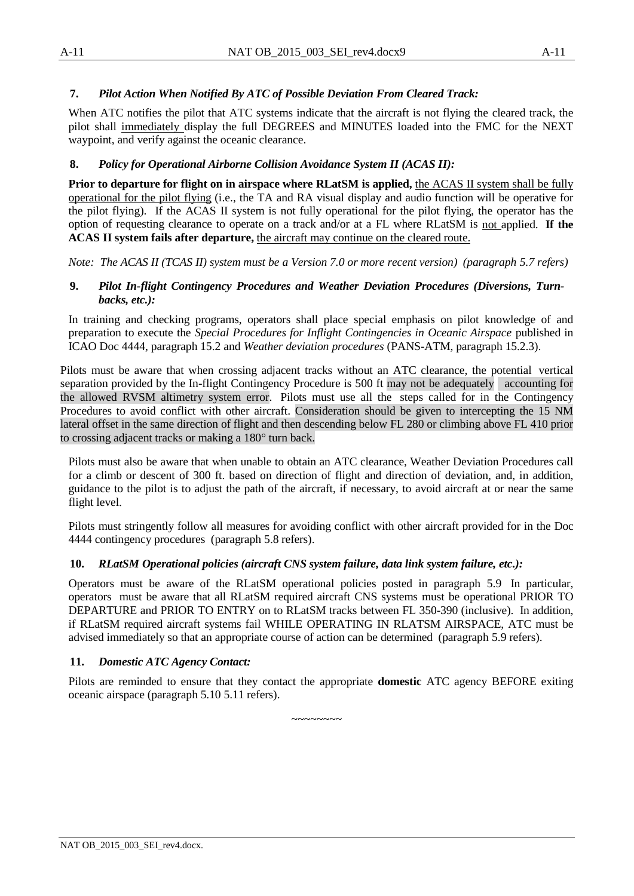### 7. *Pilot Action When Notified By ATC of Possible Deviation From Cleared Track:*

When ATC notifies the pilot that ATC systems indicate that the aircraft is not flying the cleared track, the pilot shall immediately display the full DEGREES and MINUTES loaded into the FMC for the NEXT waypoint, and verify against the oceanic clearance.

### 8. *Policy for Operational Airborne Collision Avoidance System II (ACAS II):*

**Prior to departure for flight on in airspace where RLatSM is applied,** the ACAS II system shall be fully operational for the pilot flying (i.e., the TA and RA visual display and audio function will be operative for the pilot flying). If the ACAS II system is not fully operational for the pilot flying, the operator has the option of requesting clearance to operate on a track and/or at a FL where RLatSM is not applied. **If the ACAS II system fails after departure,** the aircraft may continue on the cleared route.

*Note: The ACAS II (TCAS II) system must be a Version 7.0 or more recent version) (paragraph 5.7 refers)*

### 9. *Pilot In-flight Contingency Procedures and Weather Deviation Procedures (Diversions, Turn-backs, etc.):*

In training and checking programs, operators shall place special emphasis on pilot knowledge of and preparation to execute the *Special Procedures for Inflight Contingencies in Oceanic Airspace* published in ICAO Doc 4444, paragraph 15.2 and *Weather deviation procedures* (PANS-ATM, paragraph 15.2.3).

Pilots must be aware that when crossing adjacent tracks without an ATC clearance, the potential vertical separation provided by the In-flight Contingency Procedure is 500 ft may not be adequately accounting for the allowed RVSM altimetry system error. Pilots must use all the steps called for in the Contingency Procedures to avoid conflict with other aircraft. Consideration should be given to intercepting the 15 NM lateral offset in the same direction of flight and then descending below FL 280 or climbing above FL 410 prior to crossing adjacent tracks or making a 180° turn back.

Pilots must also be aware that when unable to obtain an ATC clearance, Weather Deviation Procedures call for a climb or descent of 300 ft. based on direction of flight and direction of deviation, and, in addition, guidance to the pilot is to adjust the path of the aircraft, if necessary, to avoid aircraft at or near the same flight level.

Pilots must stringently follow all measures for avoiding conflict with other aircraft provided for in the Doc 4444 contingency procedures (paragraph 5.8 refers).

### 10. *RLatSM Operational policies (aircraft CNS system failure, data link system failure, etc.):*

Operators must be aware of the RLatSM operational policies posted in paragraph 5.9 In particular, operators must be aware that all RLatSM required aircraft CNS systems must be operational PRIOR TO DEPARTURE and PRIOR TO ENTRY on to RLatSM tracks between FL 350-390 (inclusive). In addition, if RLatSM required aircraft systems fail WHILE OPERATING IN RLATSM AIRSPACE, ATC must be advised immediately so that an appropriate course of action can be determined (paragraph 5.9 refers).

### 11. *Domestic ATC Agency Contact:*

Pilots are reminded to ensure that they contact the appropriate **domestic** ATC agency BEFORE exiting oceanic airspace (paragraph 5.10 5.11 refers).

~~~~~~~~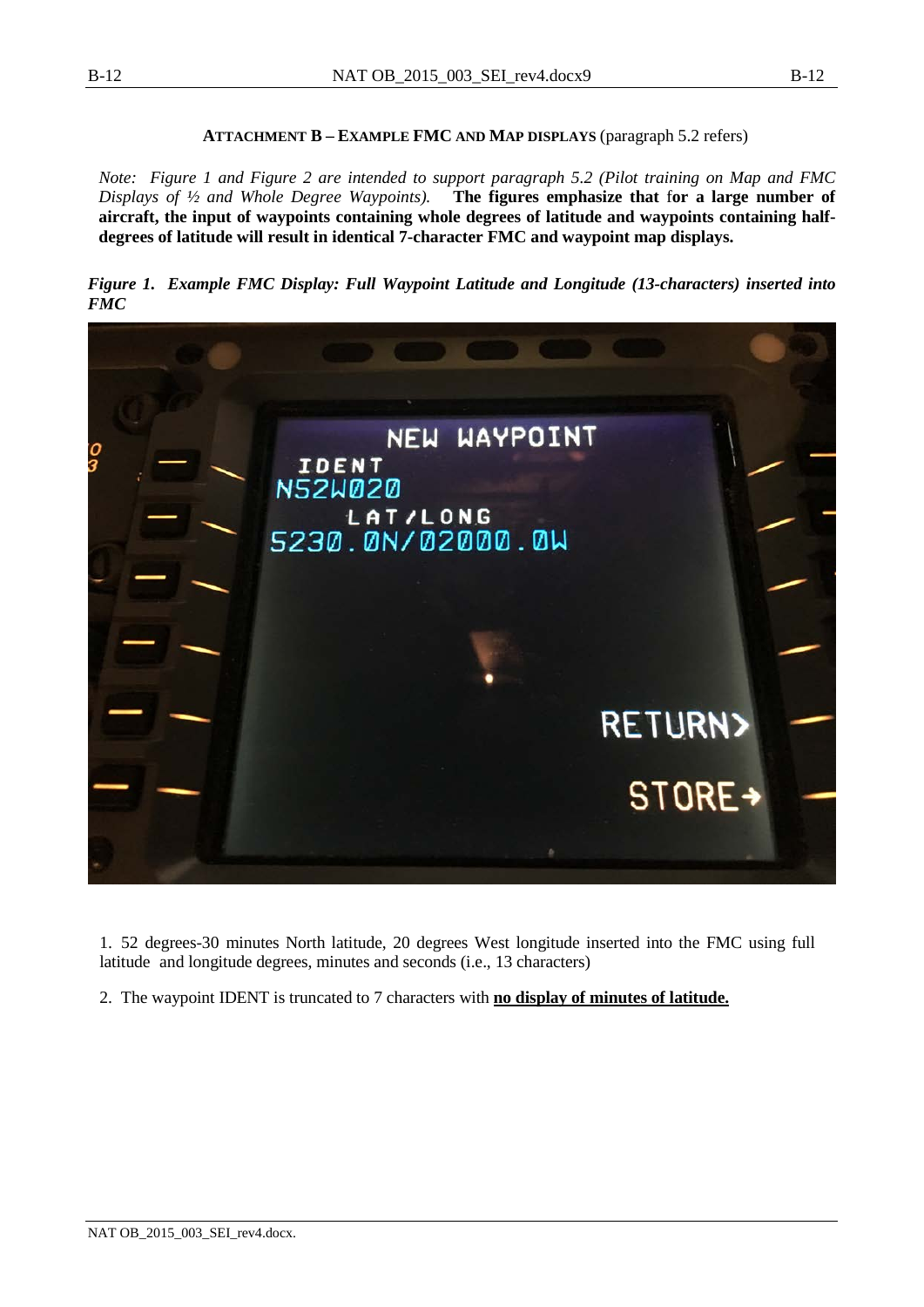**ATTACHMENT B – EXAMPLE FMC AND MAP DISPLAYS** (paragraph 5.2 refers)

*Note: Figure 1 and Figure 2 are intended to support paragraph 5.2 (Pilot training on Map and FMC Displays of ½ and Whole Degree Waypoints).* **The figures emphasize that for a large number of aircraft, the input of waypoints containing whole degrees of latitude and waypoints containing half-degrees of latitude will result in identical 7-character FMC and waypoint map displays.**

***Figure 1. Example FMC Display: Full Waypoint Latitude and Longitude (13-characters) inserted into FMC***

1. 52 degrees-30 minutes North latitude, 20 degrees West longitude inserted into the FMC using full latitude and longitude degrees, minutes and seconds (i.e., 13 characters)

2. The waypoint IDENT is truncated to 7 characters with **<u>no display of minutes of latitude.</u>**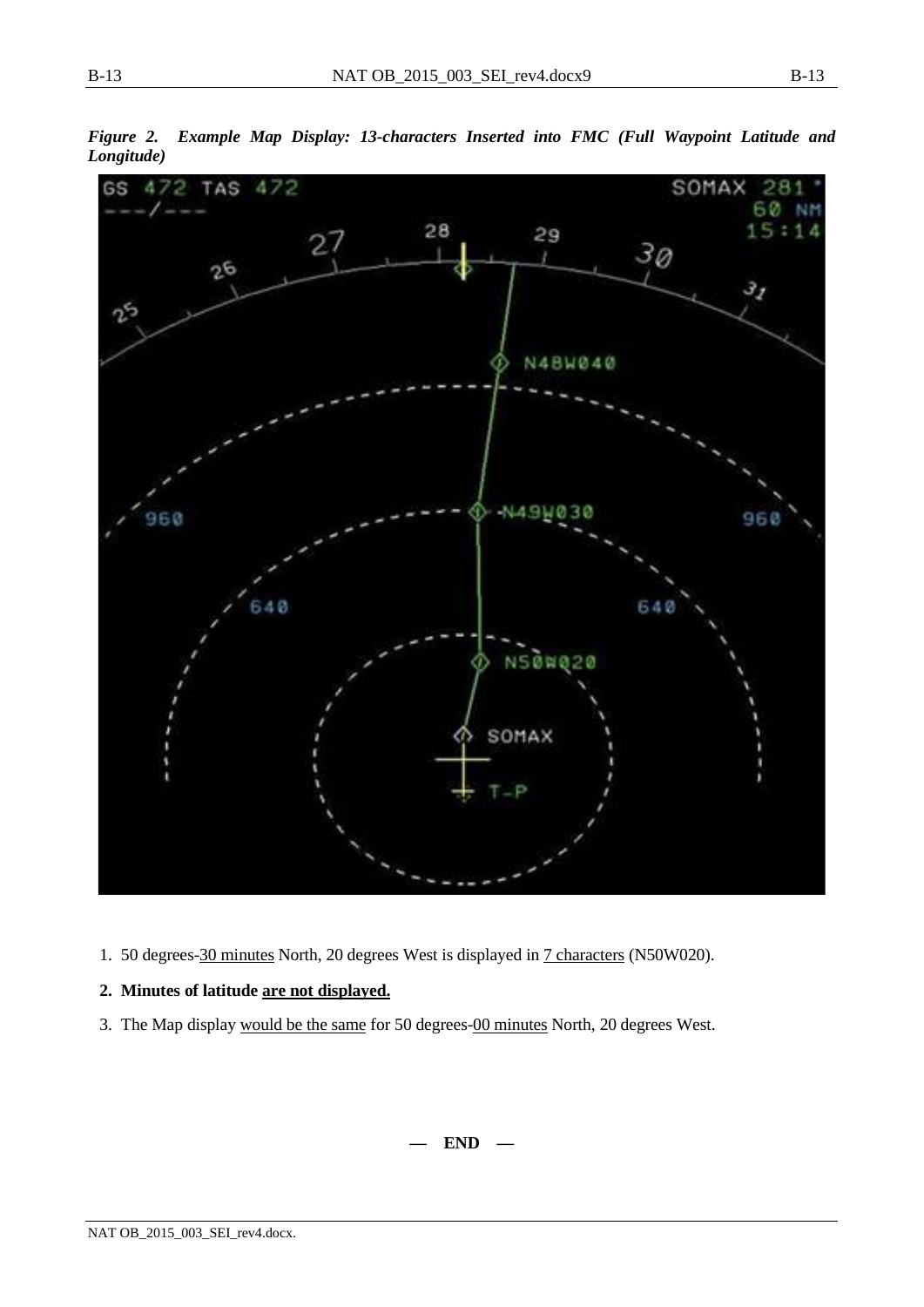*Figure 2. Example Map Display: 13-characters Inserted into FMC (Full Waypoint Latitude and Longitude)*

GS 472 TAS 472
---/---
SOMAX 281°
60 NM
15:14
25
26
27
28
29
30
31
N48W040
N49W030
960
960
640
640
N50W020
SOMAX
T-P

1. 50 degrees-30 minutes North, 20 degrees West is displayed in 7 characters (N50W020).
2. **Minutes of latitude are not displayed.**
3. The Map display would be the same for 50 degrees-00 minutes North, 20 degrees West.

**— END —**